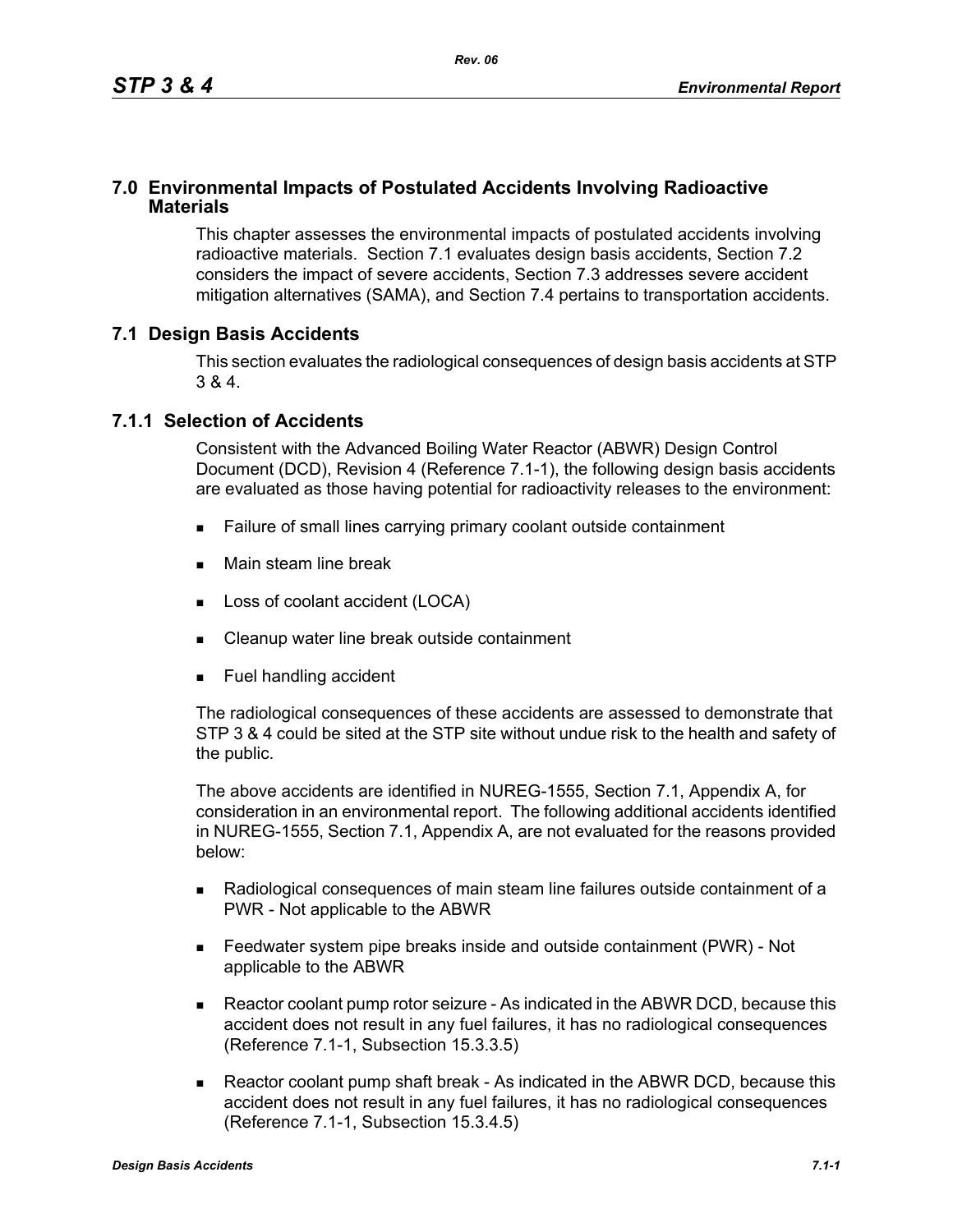# 7.0 Environmental Impacts of Postulated Accidents Involving Radioactive Materials

This chapter assesses the environmental impacts of postulated accidents involving radioactive materials. Section 7.1 evaluates design basis accidents, Section 7.2 considers the impact of severe accidents, Section 7.3 addresses severe accident mitigation alternatives (SAMA), and Section 7.4 pertains to transportation accidents.

## 7.1 Design Basis Accidents

This section evaluates the radiological consequences of design basis accidents at STP 3 & 4.

### 7.1.1 Selection of Accidents

Consistent with the Advanced Boiling Water Reactor (ABWR) Design Control Document (DCD), Revision 4 (Reference 7.1-1), the following design basis accidents are evaluated as those having potential for radioactivity releases to the environment:

- Failure of small lines carrying primary coolant outside containment
- Main steam line break
- Loss of coolant accident (LOCA)
- Cleanup water line break outside containment
- Fuel handling accident

The radiological consequences of these accidents are assessed to demonstrate that STP 3 & 4 could be sited at the STP site without undue risk to the health and safety of the public.

The above accidents are identified in NUREG-1555, Section 7.1, Appendix A, for consideration in an environmental report. The following additional accidents identified in NUREG-1555, Section 7.1, Appendix A, are not evaluated for the reasons provided below:

- Radiological consequences of main steam line failures outside containment of a PWR - Not applicable to the ABWR
- Feedwater system pipe breaks inside and outside containment (PWR) - Not applicable to the ABWR
- Reactor coolant pump rotor seizure - As indicated in the ABWR DCD, because this accident does not result in any fuel failures, it has no radiological consequences (Reference 7.1-1, Subsection 15.3.3.5)
- Reactor coolant pump shaft break - As indicated in the ABWR DCD, because this accident does not result in any fuel failures, it has no radiological consequences (Reference 7.1-1, Subsection 15.3.4.5)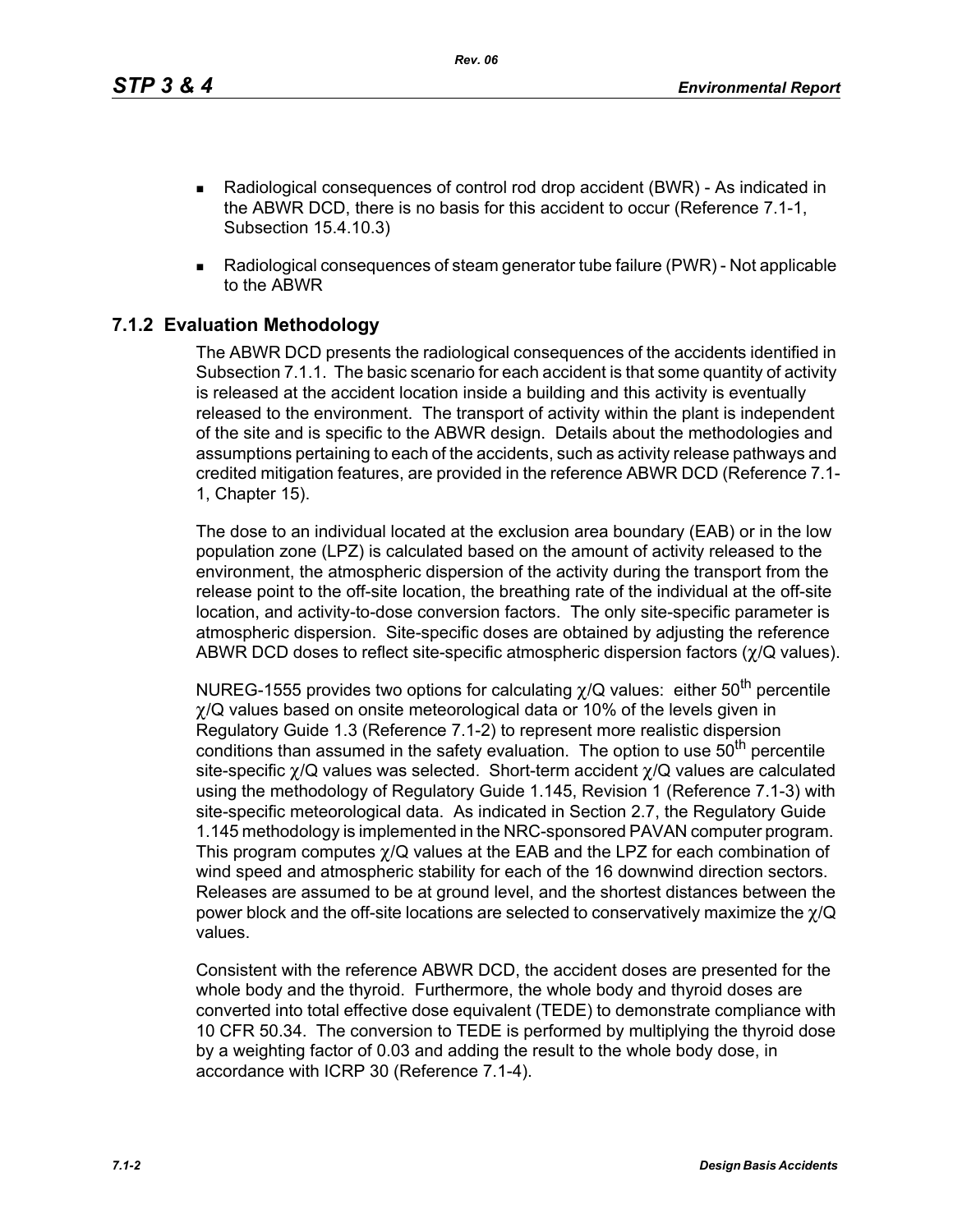- Radiological consequences of control rod drop accident (BWR) - As indicated in the ABWR DCD, there is no basis for this accident to occur (Reference 7.1-1, Subsection 15.4.10.3)
- Radiological consequences of steam generator tube failure (PWR) - Not applicable to the ABWR

## 7.1.2 Evaluation Methodology

The ABWR DCD presents the radiological consequences of the accidents identified in Subsection 7.1.1. The basic scenario for each accident is that some quantity of activity is released at the accident location inside a building and this activity is eventually released to the environment. The transport of activity within the plant is independent of the site and is specific to the ABWR design. Details about the methodologies and assumptions pertaining to each of the accidents, such as activity release pathways and credited mitigation features, are provided in the reference ABWR DCD (Reference 7.1-1, Chapter 15).

The dose to an individual located at the exclusion area boundary (EAB) or in the low population zone (LPZ) is calculated based on the amount of activity released to the environment, the atmospheric dispersion of the activity during the transport from the release point to the off-site location, the breathing rate of the individual at the off-site location, and activity-to-dose conversion factors. The only site-specific parameter is atmospheric dispersion. Site-specific doses are obtained by adjusting the reference ABWR DCD doses to reflect site-specific atmospheric dispersion factors ($\chi$/Q values).

NUREG-1555 provides two options for calculating $\chi$/Q values: either 50$^{th}$ percentile $\chi$/Q values based on onsite meteorological data or 10% of the levels given in Regulatory Guide 1.3 (Reference 7.1-2) to represent more realistic dispersion conditions than assumed in the safety evaluation. The option to use 50$^{th}$ percentile site-specific $\chi$/Q values was selected. Short-term accident $\chi$/Q values are calculated using the methodology of Regulatory Guide 1.145, Revision 1 (Reference 7.1-3) with site-specific meteorological data. As indicated in Section 2.7, the Regulatory Guide 1.145 methodology is implemented in the NRC-sponsored PAVAN computer program. This program computes $\chi$/Q values at the EAB and the LPZ for each combination of wind speed and atmospheric stability for each of the 16 downwind direction sectors. Releases are assumed to be at ground level, and the shortest distances between the power block and the off-site locations are selected to conservatively maximize the $\chi$/Q values.

Consistent with the reference ABWR DCD, the accident doses are presented for the whole body and the thyroid. Furthermore, the whole body and thyroid doses are converted into total effective dose equivalent (TEDE) to demonstrate compliance with 10 CFR 50.34. The conversion to TEDE is performed by multiplying the thyroid dose by a weighting factor of 0.03 and adding the result to the whole body dose, in accordance with ICRP 30 (Reference 7.1-4).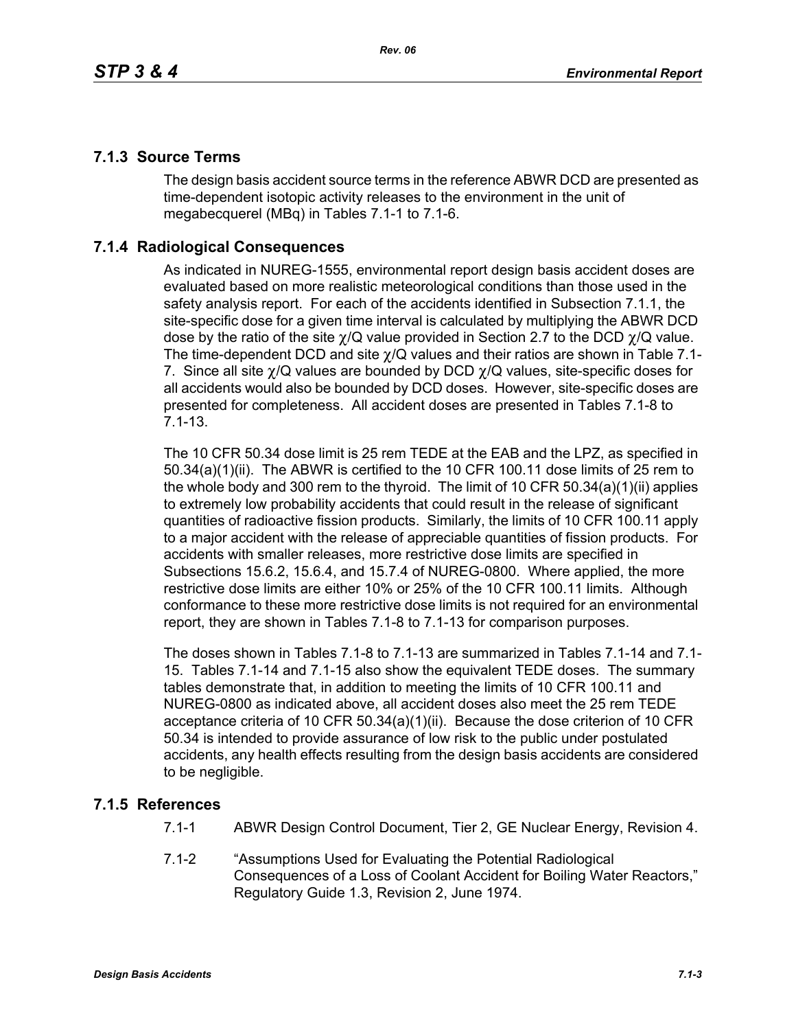## 7.1.3 Source Terms

The design basis accident source terms in the reference ABWR DCD are presented as time-dependent isotopic activity releases to the environment in the unit of megabecquerel (MBq) in Tables 7.1-1 to 7.1-6.

## 7.1.4 Radiological Consequences

As indicated in NUREG-1555, environmental report design basis accident doses are evaluated based on more realistic meteorological conditions than those used in the safety analysis report. For each of the accidents identified in Subsection 7.1.1, the site-specific dose for a given time interval is calculated by multiplying the ABWR DCD dose by the ratio of the site $\chi/Q$ value provided in Section 2.7 to the DCD $\chi/Q$ value. The time-dependent DCD and site $\chi/Q$ values and their ratios are shown in Table 7.1-7. Since all site $\chi/Q$ values are bounded by DCD $\chi/Q$ values, site-specific doses for all accidents would also be bounded by DCD doses. However, site-specific doses are presented for completeness. All accident doses are presented in Tables 7.1-8 to 7.1-13.

The 10 CFR 50.34 dose limit is 25 rem TEDE at the EAB and the LPZ, as specified in 50.34(a)(1)(ii). The ABWR is certified to the 10 CFR 100.11 dose limits of 25 rem to the whole body and 300 rem to the thyroid. The limit of 10 CFR 50.34(a)(1)(ii) applies to extremely low probability accidents that could result in the release of significant quantities of radioactive fission products. Similarly, the limits of 10 CFR 100.11 apply to a major accident with the release of appreciable quantities of fission products. For accidents with smaller releases, more restrictive dose limits are specified in Subsections 15.6.2, 15.6.4, and 15.7.4 of NUREG-0800. Where applied, the more restrictive dose limits are either 10% or 25% of the 10 CFR 100.11 limits. Although conformance to these more restrictive dose limits is not required for an environmental report, they are shown in Tables 7.1-8 to 7.1-13 for comparison purposes.

The doses shown in Tables 7.1-8 to 7.1-13 are summarized in Tables 7.1-14 and 7.1-15. Tables 7.1-14 and 7.1-15 also show the equivalent TEDE doses. The summary tables demonstrate that, in addition to meeting the limits of 10 CFR 100.11 and NUREG-0800 as indicated above, all accident doses also meet the 25 rem TEDE acceptance criteria of 10 CFR 50.34(a)(1)(ii). Because the dose criterion of 10 CFR 50.34 is intended to provide assurance of low risk to the public under postulated accidents, any health effects resulting from the design basis accidents are considered to be negligible.

## 7.1.5 References

7.1-1 ABWR Design Control Document, Tier 2, GE Nuclear Energy, Revision 4.

7.1-2 "Assumptions Used for Evaluating the Potential Radiological Consequences of a Loss of Coolant Accident for Boiling Water Reactors," Regulatory Guide 1.3, Revision 2, June 1974.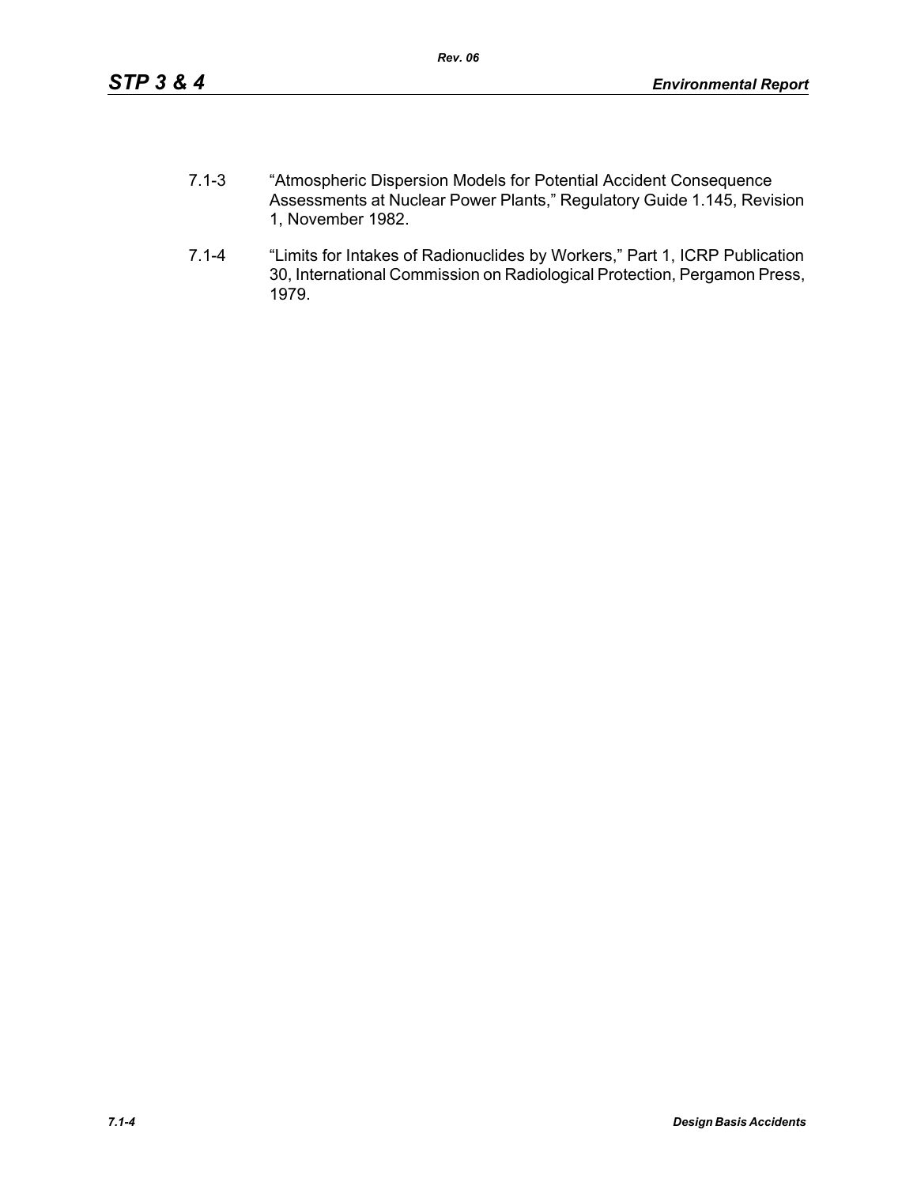7.1-3 "Atmospheric Dispersion Models for Potential Accident Consequence Assessments at Nuclear Power Plants," Regulatory Guide 1.145, Revision 1, November 1982.

7.1-4 "Limits for Intakes of Radionuclides by Workers," Part 1, ICRP Publication 30, International Commission on Radiological Protection, Pergamon Press, 1979.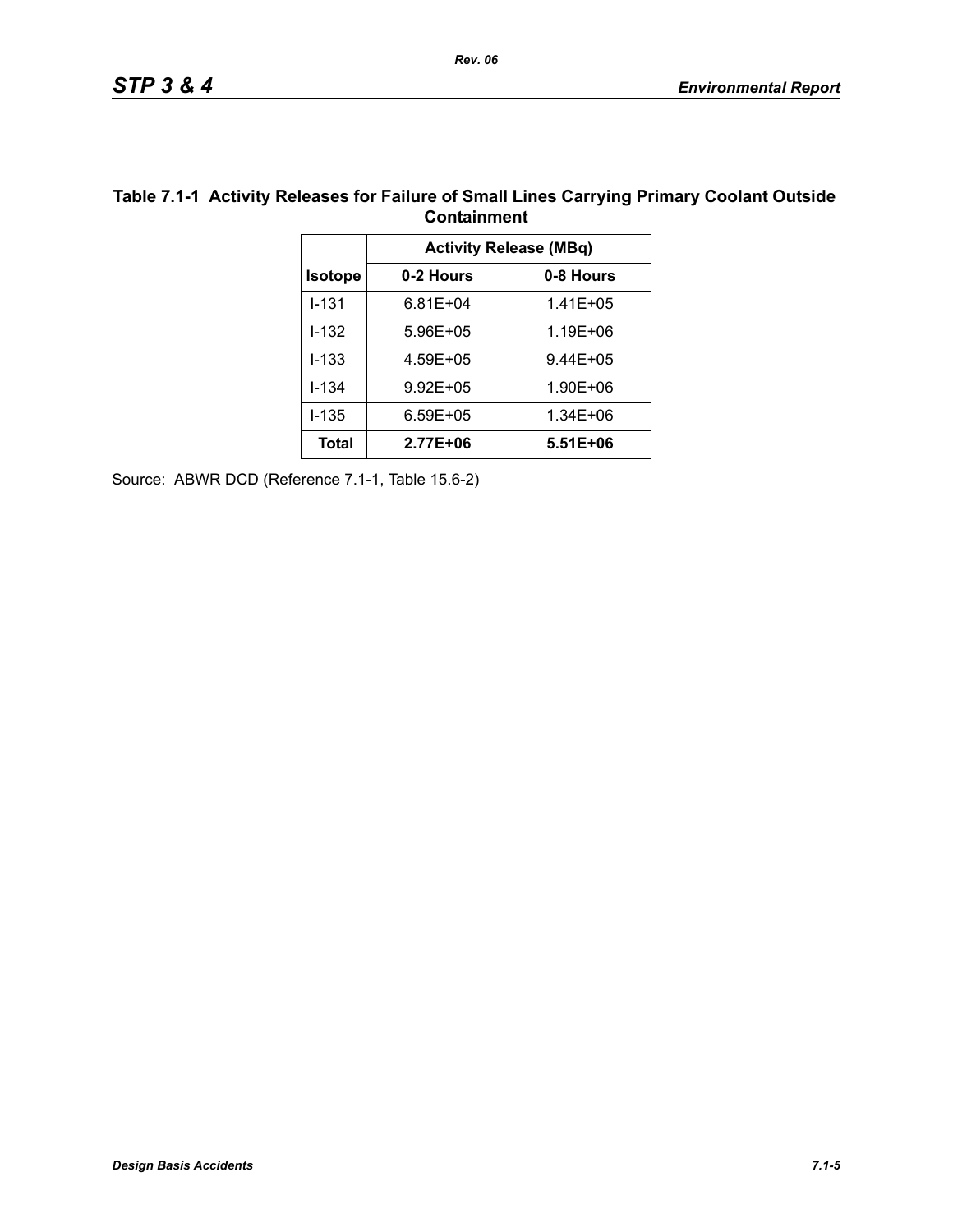### Table 7.1-1 Activity Releases for Failure of Small Lines Carrying Primary Coolant Outside Containment

| | Activity Release (MBq) | |
|---|---|---|
| **Isotope** | **0-2 Hours** | **0-8 Hours** |
| I-131 | 6.81E+04 | 1.41E+05 |
| I-132 | 5.96E+05 | 1.19E+06 |
| I-133 | 4.59E+05 | 9.44E+05 |
| I-134 | 9.92E+05 | 1.90E+06 |
| I-135 | 6.59E+05 | 1.34E+06 |
| **Total** | **2.77E+06** | **5.51E+06** |

Source: ABWR DCD (Reference 7.1-1, Table 15.6-2)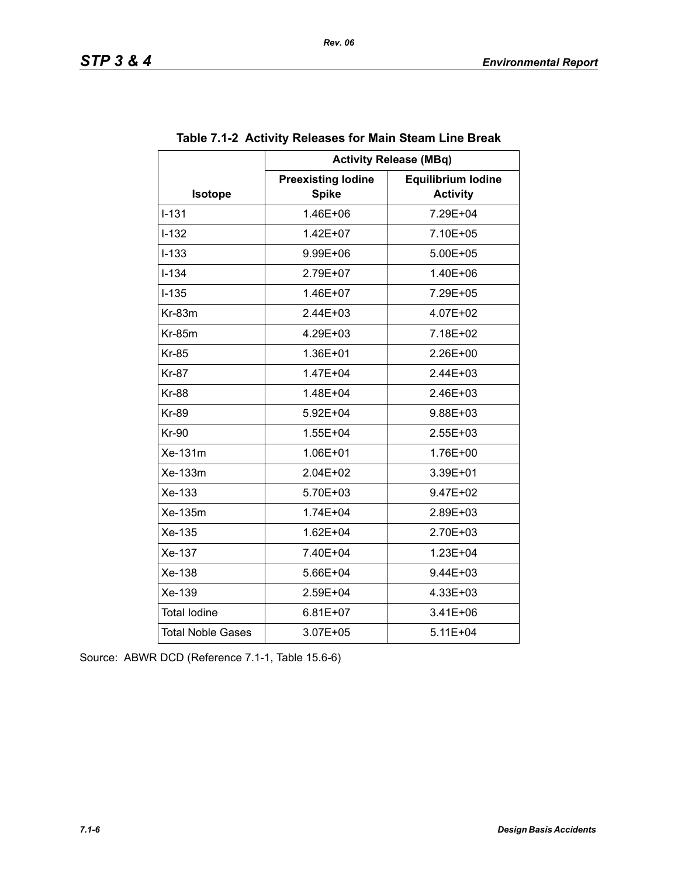**Table 7.1-2 Activity Releases for Main Steam Line Break**

| Isotope | Activity Release (MBq) | |
|---|---|---|
| | Preexisting Iodine Spike | Equilibrium Iodine Activity |
| I-131 | 1.46E+06 | 7.29E+04 |
| I-132 | 1.42E+07 | 7.10E+05 |
| I-133 | 9.99E+06 | 5.00E+05 |
| I-134 | 2.79E+07 | 1.40E+06 |
| I-135 | 1.46E+07 | 7.29E+05 |
| Kr-83m | 2.44E+03 | 4.07E+02 |
| Kr-85m | 4.29E+03 | 7.18E+02 |
| Kr-85 | 1.36E+01 | 2.26E+00 |
| Kr-87 | 1.47E+04 | 2.44E+03 |
| Kr-88 | 1.48E+04 | 2.46E+03 |
| Kr-89 | 5.92E+04 | 9.88E+03 |
| Kr-90 | 1.55E+04 | 2.55E+03 |
| Xe-131m | 1.06E+01 | 1.76E+00 |
| Xe-133m | 2.04E+02 | 3.39E+01 |
| Xe-133 | 5.70E+03 | 9.47E+02 |
| Xe-135m | 1.74E+04 | 2.89E+03 |
| Xe-135 | 1.62E+04 | 2.70E+03 |
| Xe-137 | 7.40E+04 | 1.23E+04 |
| Xe-138 | 5.66E+04 | 9.44E+03 |
| Xe-139 | 2.59E+04 | 4.33E+03 |
| Total Iodine | 6.81E+07 | 3.41E+06 |
| Total Noble Gases | 3.07E+05 | 5.11E+04 |

Source: ABWR DCD (Reference 7.1-1, Table 15.6-6)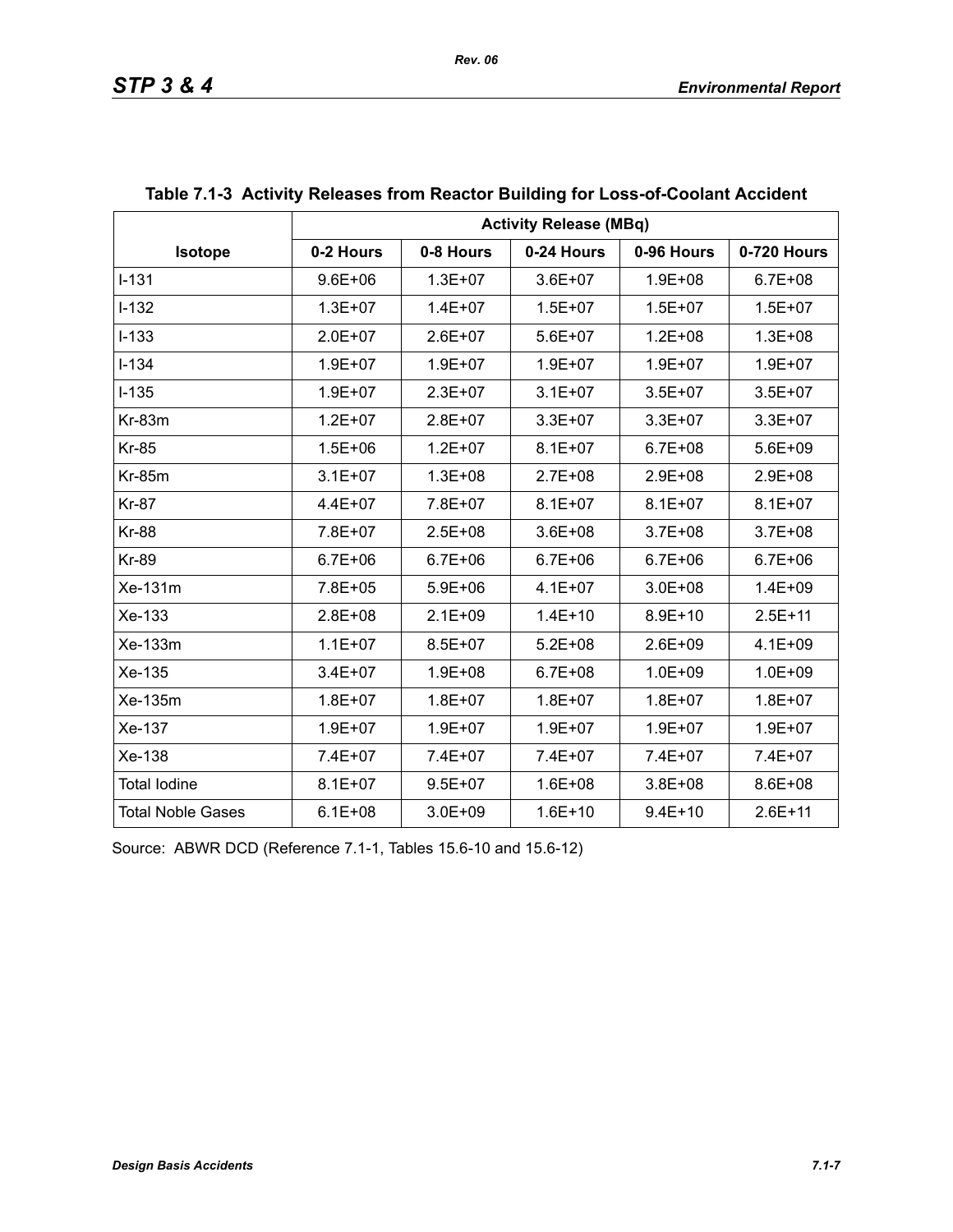**Table 7.1-3 Activity Releases from Reactor Building for Loss-of-Coolant Accident**

| Isotope | Activity Release (MBq) | | | | |
|---|---|---|---|---|---|
| | 0-2 Hours | 0-8 Hours | 0-24 Hours | 0-96 Hours | 0-720 Hours |
| I-131 | 9.6E+06 | 1.3E+07 | 3.6E+07 | 1.9E+08 | 6.7E+08 |
| I-132 | 1.3E+07 | 1.4E+07 | 1.5E+07 | 1.5E+07 | 1.5E+07 |
| I-133 | 2.0E+07 | 2.6E+07 | 5.6E+07 | 1.2E+08 | 1.3E+08 |
| I-134 | 1.9E+07 | 1.9E+07 | 1.9E+07 | 1.9E+07 | 1.9E+07 |
| I-135 | 1.9E+07 | 2.3E+07 | 3.1E+07 | 3.5E+07 | 3.5E+07 |
| Kr-83m | 1.2E+07 | 2.8E+07 | 3.3E+07 | 3.3E+07 | 3.3E+07 |
| Kr-85 | 1.5E+06 | 1.2E+07 | 8.1E+07 | 6.7E+08 | 5.6E+09 |
| Kr-85m | 3.1E+07 | 1.3E+08 | 2.7E+08 | 2.9E+08 | 2.9E+08 |
| Kr-87 | 4.4E+07 | 7.8E+07 | 8.1E+07 | 8.1E+07 | 8.1E+07 |
| Kr-88 | 7.8E+07 | 2.5E+08 | 3.6E+08 | 3.7E+08 | 3.7E+08 |
| Kr-89 | 6.7E+06 | 6.7E+06 | 6.7E+06 | 6.7E+06 | 6.7E+06 |
| Xe-131m | 7.8E+05 | 5.9E+06 | 4.1E+07 | 3.0E+08 | 1.4E+09 |
| Xe-133 | 2.8E+08 | 2.1E+09 | 1.4E+10 | 8.9E+10 | 2.5E+11 |
| Xe-133m | 1.1E+07 | 8.5E+07 | 5.2E+08 | 2.6E+09 | 4.1E+09 |
| Xe-135 | 3.4E+07 | 1.9E+08 | 6.7E+08 | 1.0E+09 | 1.0E+09 |
| Xe-135m | 1.8E+07 | 1.8E+07 | 1.8E+07 | 1.8E+07 | 1.8E+07 |
| Xe-137 | 1.9E+07 | 1.9E+07 | 1.9E+07 | 1.9E+07 | 1.9E+07 |
| Xe-138 | 7.4E+07 | 7.4E+07 | 7.4E+07 | 7.4E+07 | 7.4E+07 |
| Total Iodine | 8.1E+07 | 9.5E+07 | 1.6E+08 | 3.8E+08 | 8.6E+08 |
| Total Noble Gases | 6.1E+08 | 3.0E+09 | 1.6E+10 | 9.4E+10 | 2.6E+11 |

Source: ABWR DCD (Reference 7.1-1, Tables 15.6-10 and 15.6-12)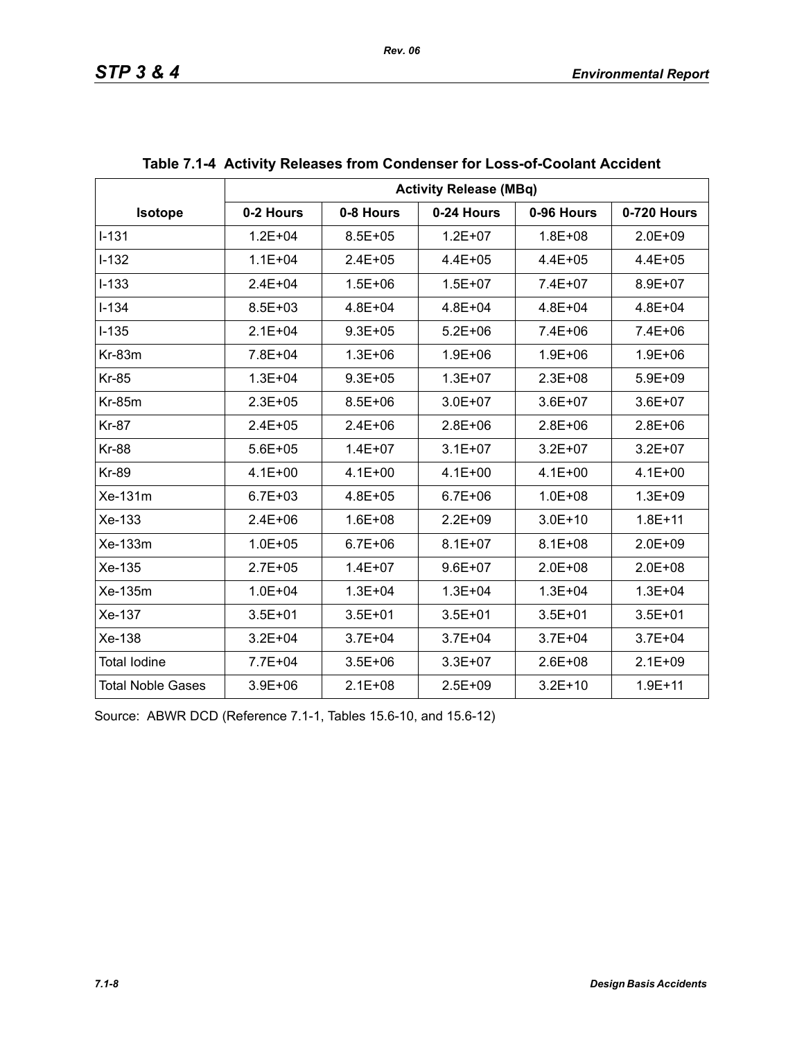**Table 7.1-4 Activity Releases from Condenser for Loss-of-Coolant Accident**

| Isotope | Activity Release (MBq) | | | | |
|---|---|---|---|---|---|
| | 0-2 Hours | 0-8 Hours | 0-24 Hours | 0-96 Hours | 0-720 Hours |
| I-131 | 1.2E+04 | 8.5E+05 | 1.2E+07 | 1.8E+08 | 2.0E+09 |
| I-132 | 1.1E+04 | 2.4E+05 | 4.4E+05 | 4.4E+05 | 4.4E+05 |
| I-133 | 2.4E+04 | 1.5E+06 | 1.5E+07 | 7.4E+07 | 8.9E+07 |
| I-134 | 8.5E+03 | 4.8E+04 | 4.8E+04 | 4.8E+04 | 4.8E+04 |
| I-135 | 2.1E+04 | 9.3E+05 | 5.2E+06 | 7.4E+06 | 7.4E+06 |
| Kr-83m | 7.8E+04 | 1.3E+06 | 1.9E+06 | 1.9E+06 | 1.9E+06 |
| Kr-85 | 1.3E+04 | 9.3E+05 | 1.3E+07 | 2.3E+08 | 5.9E+09 |
| Kr-85m | 2.3E+05 | 8.5E+06 | 3.0E+07 | 3.6E+07 | 3.6E+07 |
| Kr-87 | 2.4E+05 | 2.4E+06 | 2.8E+06 | 2.8E+06 | 2.8E+06 |
| Kr-88 | 5.6E+05 | 1.4E+07 | 3.1E+07 | 3.2E+07 | 3.2E+07 |
| Kr-89 | 4.1E+00 | 4.1E+00 | 4.1E+00 | 4.1E+00 | 4.1E+00 |
| Xe-131m | 6.7E+03 | 4.8E+05 | 6.7E+06 | 1.0E+08 | 1.3E+09 |
| Xe-133 | 2.4E+06 | 1.6E+08 | 2.2E+09 | 3.0E+10 | 1.8E+11 |
| Xe-133m | 1.0E+05 | 6.7E+06 | 8.1E+07 | 8.1E+08 | 2.0E+09 |
| Xe-135 | 2.7E+05 | 1.4E+07 | 9.6E+07 | 2.0E+08 | 2.0E+08 |
| Xe-135m | 1.0E+04 | 1.3E+04 | 1.3E+04 | 1.3E+04 | 1.3E+04 |
| Xe-137 | 3.5E+01 | 3.5E+01 | 3.5E+01 | 3.5E+01 | 3.5E+01 |
| Xe-138 | 3.2E+04 | 3.7E+04 | 3.7E+04 | 3.7E+04 | 3.7E+04 |
| Total Iodine | 7.7E+04 | 3.5E+06 | 3.3E+07 | 2.6E+08 | 2.1E+09 |
| Total Noble Gases | 3.9E+06 | 2.1E+08 | 2.5E+09 | 3.2E+10 | 1.9E+11 |

Source: ABWR DCD (Reference 7.1-1, Tables 15.6-10, and 15.6-12)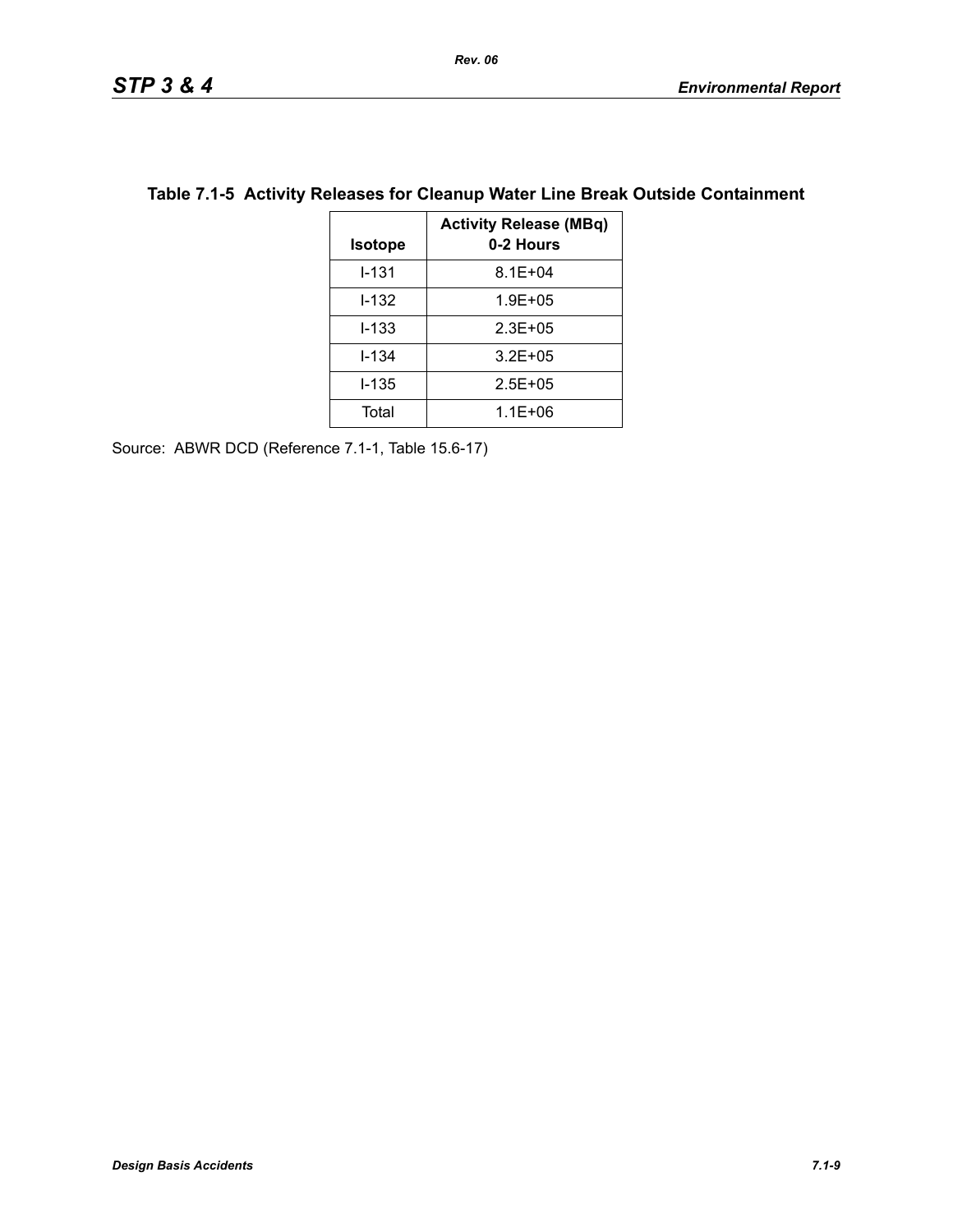**Table 7.1-5 Activity Releases for Cleanup Water Line Break Outside Containment**

| Isotope | Activity Release (MBq) 0-2 Hours |
|---|---|
| I-131 | 8.1E+04 |
| I-132 | 1.9E+05 |
| I-133 | 2.3E+05 |
| I-134 | 3.2E+05 |
| I-135 | 2.5E+05 |
| Total | 1.1E+06 |

Source: ABWR DCD (Reference 7.1-1, Table 15.6-17)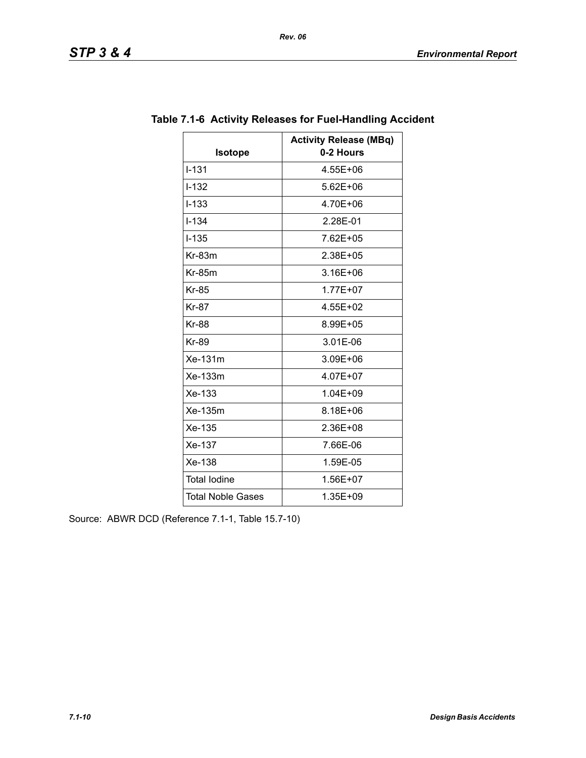## Table 7.1-6 Activity Releases for Fuel-Handling Accident

| Isotope | Activity Release (MBq) 0-2 Hours |
|---|---|
| I-131 | 4.55E+06 |
| I-132 | 5.62E+06 |
| I-133 | 4.70E+06 |
| I-134 | 2.28E-01 |
| I-135 | 7.62E+05 |
| Kr-83m | 2.38E+05 |
| Kr-85m | 3.16E+06 |
| Kr-85 | 1.77E+07 |
| Kr-87 | 4.55E+02 |
| Kr-88 | 8.99E+05 |
| Kr-89 | 3.01E-06 |
| Xe-131m | 3.09E+06 |
| Xe-133m | 4.07E+07 |
| Xe-133 | 1.04E+09 |
| Xe-135m | 8.18E+06 |
| Xe-135 | 2.36E+08 |
| Xe-137 | 7.66E-06 |
| Xe-138 | 1.59E-05 |
| Total Iodine | 1.56E+07 |
| Total Noble Gases | 1.35E+09 |

Source: ABWR DCD (Reference 7.1-1, Table 15.7-10)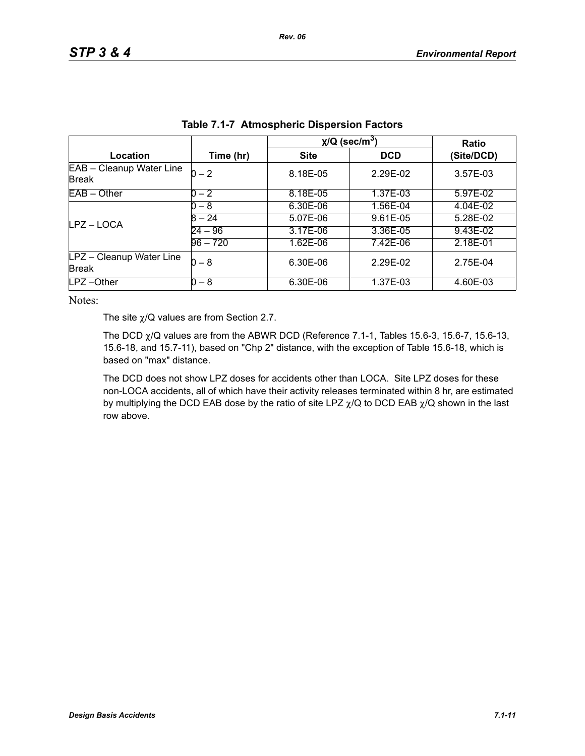**Table 7.1-7 Atmospheric Dispersion Factors**

| Location | Time (hr) | χ/Q (sec/m$^3$) | | Ratio |
|---|---|---|---|---|
| | | Site | DCD | (Site/DCD) |
| EAB – Cleanup Water Line Break | 0 – 2 | 8.18E-05 | 2.29E-02 | 3.57E-03 |
| EAB – Other | 0 – 2 | 8.18E-05 | 1.37E-03 | 5.97E-02 |
| LPZ – LOCA | 0 – 8 | 6.30E-06 | 1.56E-04 | 4.04E-02 |
| | 8 – 24 | 5.07E-06 | 9.61E-05 | 5.28E-02 |
| | 24 – 96 | 3.17E-06 | 3.36E-05 | 9.43E-02 |
| | 96 – 720 | 1.62E-06 | 7.42E-06 | 2.18E-01 |
| LPZ – Cleanup Water Line Break | 0 – 8 | 6.30E-06 | 2.29E-02 | 2.75E-04 |
| LPZ –Other | 0 – 8 | 6.30E-06 | 1.37E-03 | 4.60E-03 |

Notes:

The site χ/Q values are from Section 2.7.

The DCD χ/Q values are from the ABWR DCD (Reference 7.1-1, Tables 15.6-3, 15.6-7, 15.6-13, 15.6-18, and 15.7-11), based on "Chp 2" distance, with the exception of Table 15.6-18, which is based on "max" distance.

The DCD does not show LPZ doses for accidents other than LOCA. Site LPZ doses for these non-LOCA accidents, all of which have their activity releases terminated within 8 hr, are estimated by multiplying the DCD EAB dose by the ratio of site LPZ χ/Q to DCD EAB χ/Q shown in the last row above.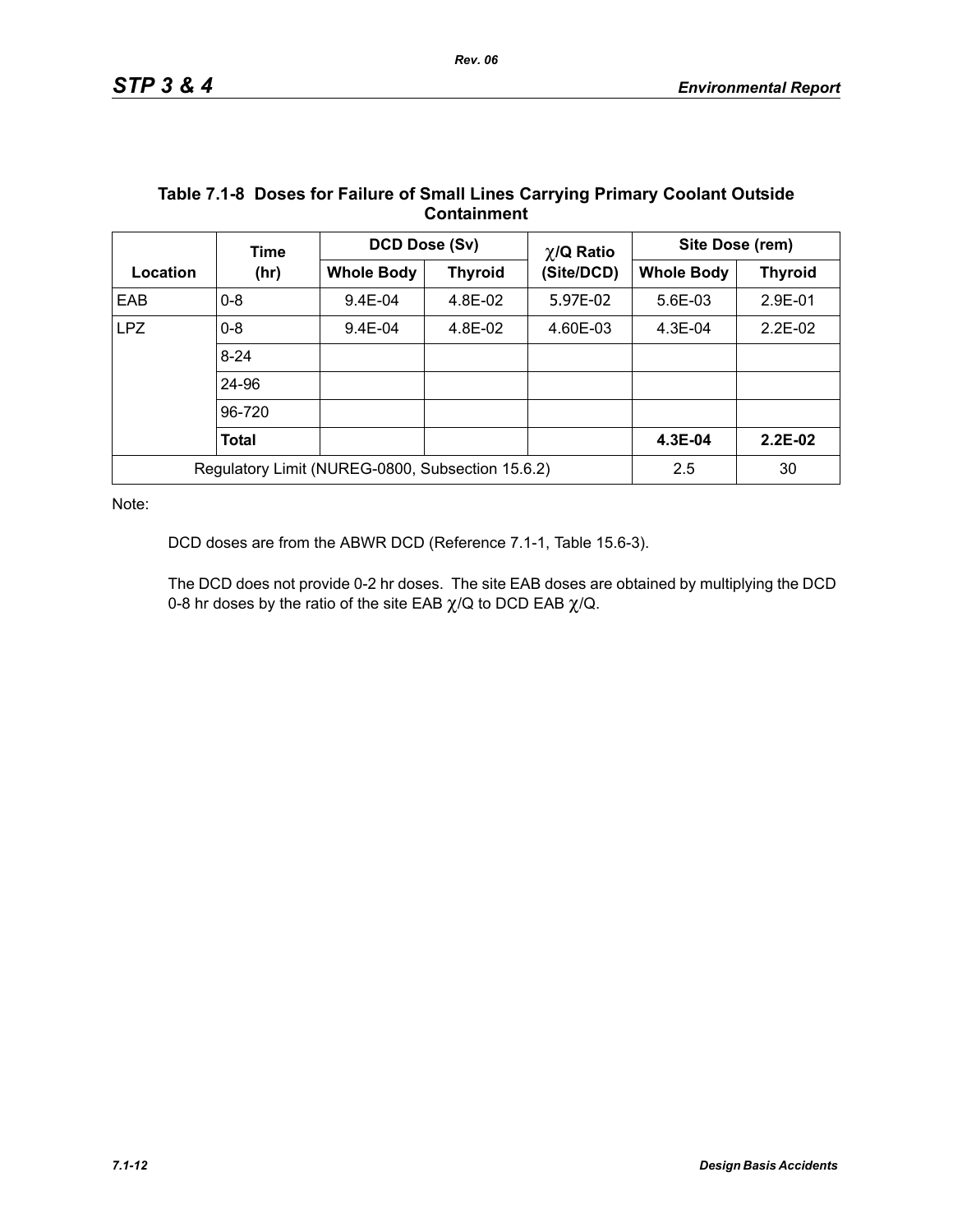### Table 7.1-8 Doses for Failure of Small Lines Carrying Primary Coolant Outside Containment

| Location | Time (hr) | DCD Dose (Sv) | | $\chi$/Q Ratio (Site/DCD) | Site Dose (rem) | |
|---|---|---|---|---|---|---|
| | | Whole Body | Thyroid | | Whole Body | Thyroid |
| EAB | 0-8 | 9.4E-04 | 4.8E-02 | 5.97E-02 | 5.6E-03 | 2.9E-01 |
| LPZ | 0-8 | 9.4E-04 | 4.8E-02 | 4.60E-03 | 4.3E-04 | 2.2E-02 |
| | 8-24 | | | | | |
| | 24-96 | | | | | |
| | 96-720 | | | | | |
| | **Total** | | | | **4.3E-04** | **2.2E-02** |
| Regulatory Limit (NUREG-0800, Subsection 15.6.2) | | | | | 2.5 | 30 |

Note:

DCD doses are from the ABWR DCD (Reference 7.1-1, Table 15.6-3).

The DCD does not provide 0-2 hr doses. The site EAB doses are obtained by multiplying the DCD 0-8 hr doses by the ratio of the site EAB $\chi$/Q to DCD EAB $\chi$/Q.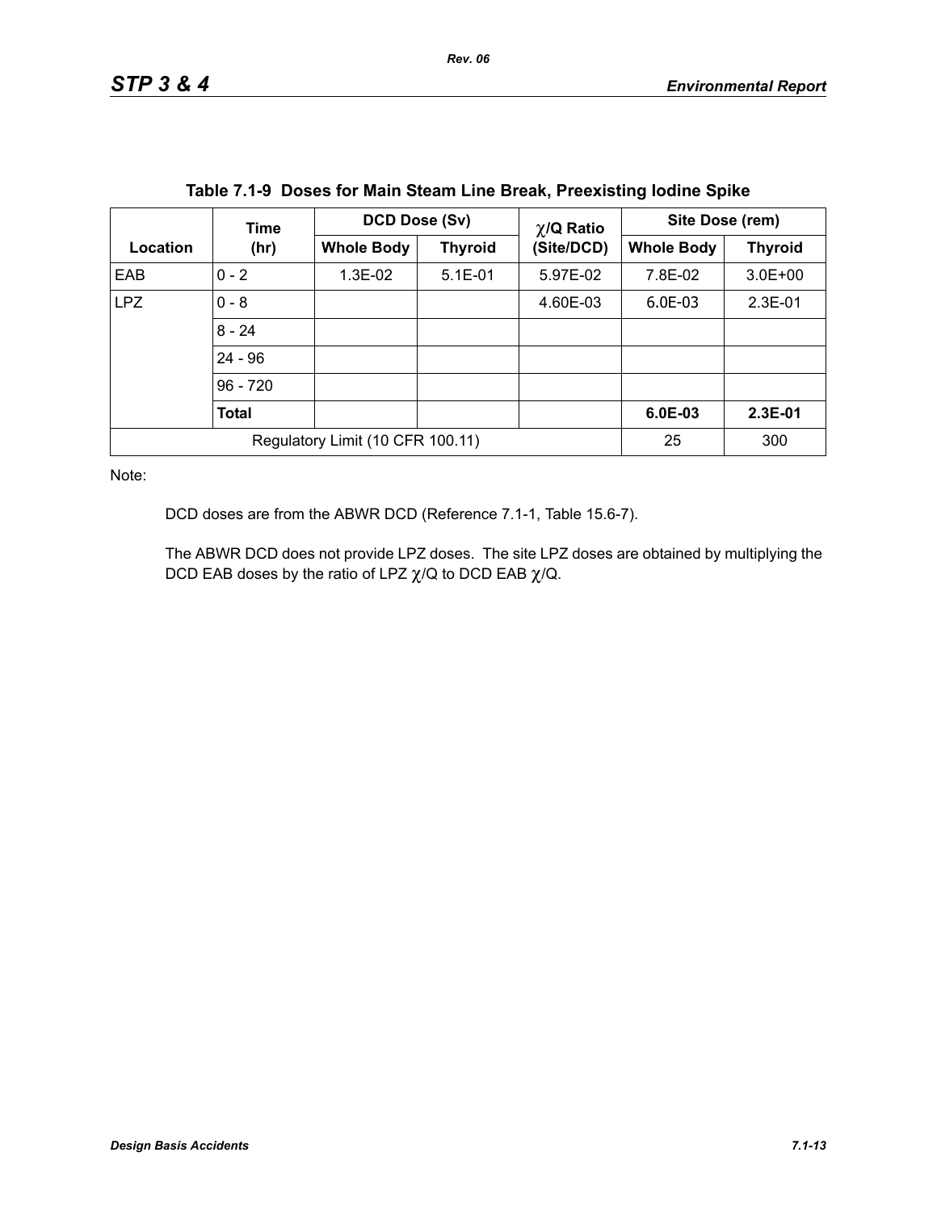**Table 7.1-9 Doses for Main Steam Line Break, Preexisting Iodine Spike**

| Location | Time (hr) | DCD Dose (Sv) | | $\chi$/Q Ratio (Site/DCD) | Site Dose (rem) | |
|---|---|---|---|---|---|---|
| | | Whole Body | Thyroid | | Whole Body | Thyroid |
| EAB | 0 - 2 | 1.3E-02 | 5.1E-01 | 5.97E-02 | 7.8E-02 | 3.0E+00 |
| LPZ | 0 - 8 | | | 4.60E-03 | 6.0E-03 | 2.3E-01 |
| | 8 - 24 | | | | | |
| | 24 - 96 | | | | | |
| | 96 - 720 | | | | | |
| | **Total** | | | | **6.0E-03** | **2.3E-01** |
| Regulatory Limit (10 CFR 100.11) | | | | | 25 | 300 |

Note:

DCD doses are from the ABWR DCD (Reference 7.1-1, Table 15.6-7).

The ABWR DCD does not provide LPZ doses. The site LPZ doses are obtained by multiplying the DCD EAB doses by the ratio of LPZ $\chi$/Q to DCD EAB $\chi$/Q.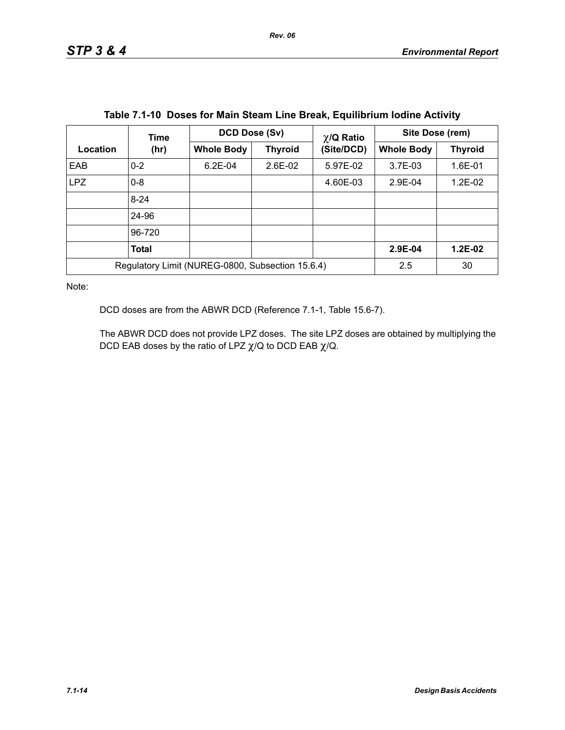**Table 7.1-10 Doses for Main Steam Line Break, Equilibrium Iodine Activity**

| Location | Time (hr) | DCD Dose (Sv) | | $\chi$/Q Ratio (Site/DCD) | Site Dose (rem) | |
|---|---|---|---|---|---|---|
| | | Whole Body | Thyroid | | Whole Body | Thyroid |
| EAB | 0-2 | 6.2E-04 | 2.6E-02 | 5.97E-02 | 3.7E-03 | 1.6E-01 |
| LPZ | 0-8 | | | 4.60E-03 | 2.9E-04 | 1.2E-02 |
| | 8-24 | | | | | |
| | 24-96 | | | | | |
| | 96-720 | | | | | |
| | **Total** | | | | **2.9E-04** | **1.2E-02** |
| Regulatory Limit (NUREG-0800, Subsection 15.6.4) | | | | | 2.5 | 30 |

Note:

DCD doses are from the ABWR DCD (Reference 7.1-1, Table 15.6-7).

The ABWR DCD does not provide LPZ doses. The site LPZ doses are obtained by multiplying the DCD EAB doses by the ratio of LPZ $\chi$/Q to DCD EAB $\chi$/Q.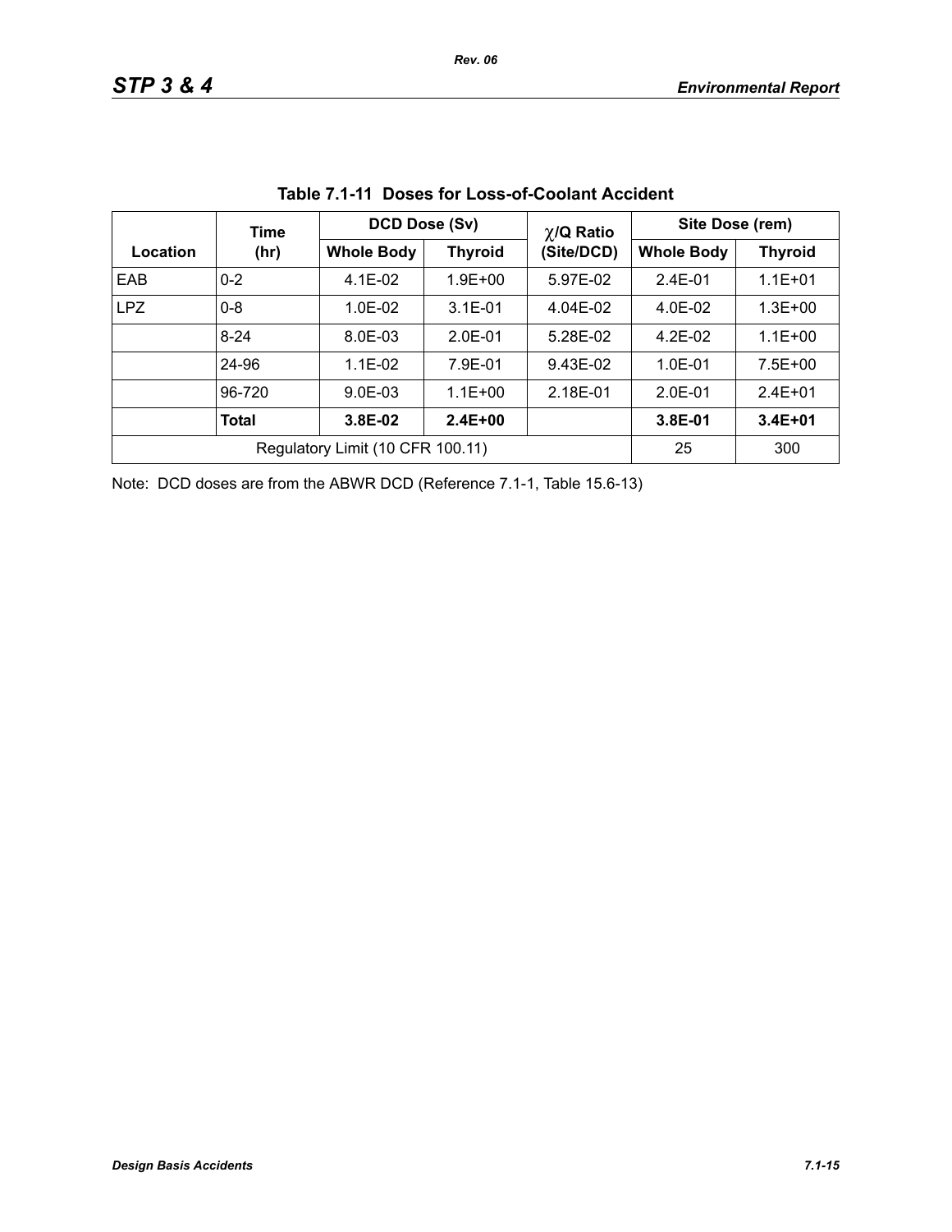**Table 7.1-11 Doses for Loss-of-Coolant Accident**

| Location | Time (hr) | DCD Dose (Sv) | | $\chi$/Q Ratio (Site/DCD) | Site Dose (rem) | |
|---|---|---|---|---|---|---|
| | | Whole Body | Thyroid | | Whole Body | Thyroid |
| EAB | 0-2 | 4.1E-02 | 1.9E+00 | 5.97E-02 | 2.4E-01 | 1.1E+01 |
| LPZ | 0-8 | 1.0E-02 | 3.1E-01 | 4.04E-02 | 4.0E-02 | 1.3E+00 |
| | 8-24 | 8.0E-03 | 2.0E-01 | 5.28E-02 | 4.2E-02 | 1.1E+00 |
| | 24-96 | 1.1E-02 | 7.9E-01 | 9.43E-02 | 1.0E-01 | 7.5E+00 |
| | 96-720 | 9.0E-03 | 1.1E+00 | 2.18E-01 | 2.0E-01 | 2.4E+01 |
| | **Total** | **3.8E-02** | **2.4E+00** | | **3.8E-01** | **3.4E+01** |
| Regulatory Limit (10 CFR 100.11) | | | | | 25 | 300 |

Note: DCD doses are from the ABWR DCD (Reference 7.1-1, Table 15.6-13)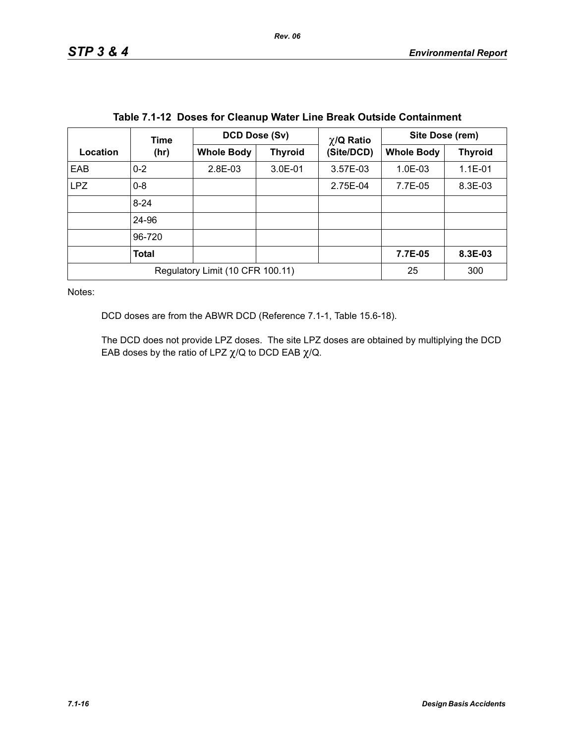**Table 7.1-12 Doses for Cleanup Water Line Break Outside Containment**

| Location | Time (hr) | DCD Dose (Sv) | | $\chi$/Q Ratio (Site/DCD) | Site Dose (rem) | |
|---|---|---|---|---|---|---|
| | | Whole Body | Thyroid | | Whole Body | Thyroid |
| EAB | 0-2 | 2.8E-03 | 3.0E-01 | 3.57E-03 | 1.0E-03 | 1.1E-01 |
| LPZ | 0-8 | | | 2.75E-04 | 7.7E-05 | 8.3E-03 |
| | 8-24 | | | | | |
| | 24-96 | | | | | |
| | 96-720 | | | | | |
| | **Total** | | | | **7.7E-05** | **8.3E-03** |
| Regulatory Limit (10 CFR 100.11) | | | | | 25 | 300 |

Notes:

DCD doses are from the ABWR DCD (Reference 7.1-1, Table 15.6-18).

The DCD does not provide LPZ doses. The site LPZ doses are obtained by multiplying the DCD EAB doses by the ratio of LPZ $\chi$/Q to DCD EAB $\chi$/Q.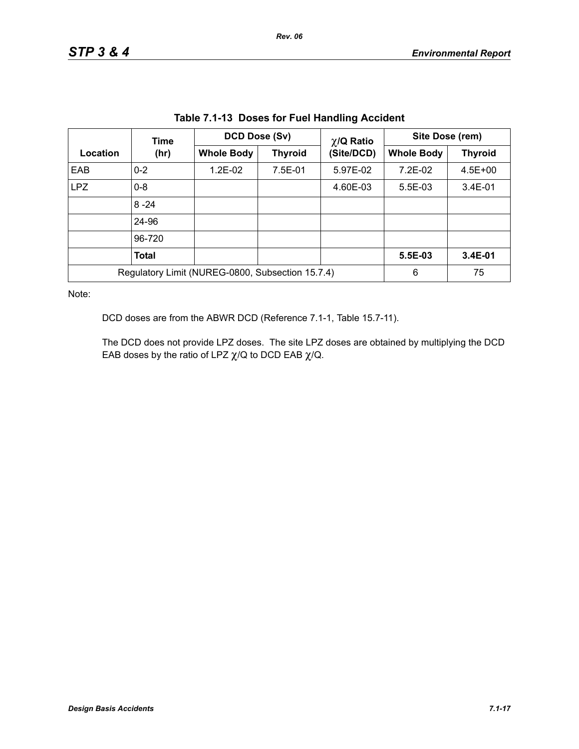**Table 7.1-13  Doses for Fuel Handling Accident**

| Location | Time (hr) | DCD Dose (Sv) | | $\chi$/Q Ratio (Site/DCD) | Site Dose (rem) | |
|---|---|---|---|---|---|---|
| | | Whole Body | Thyroid | | Whole Body | Thyroid |
| EAB | 0-2 | 1.2E-02 | 7.5E-01 | 5.97E-02 | 7.2E-02 | 4.5E+00 |
| LPZ | 0-8 | | | 4.60E-03 | 5.5E-03 | 3.4E-01 |
| | 8 -24 | | | | | |
| | 24-96 | | | | | |
| | 96-720 | | | | | |
| | **Total** | | | | **5.5E-03** | **3.4E-01** |
| Regulatory Limit (NUREG-0800, Subsection 15.7.4) | | | | | 6 | 75 |

Note:

DCD doses are from the ABWR DCD (Reference 7.1-1, Table 15.7-11).

The DCD does not provide LPZ doses. The site LPZ doses are obtained by multiplying the DCD EAB doses by the ratio of LPZ $\chi$/Q to DCD EAB $\chi$/Q.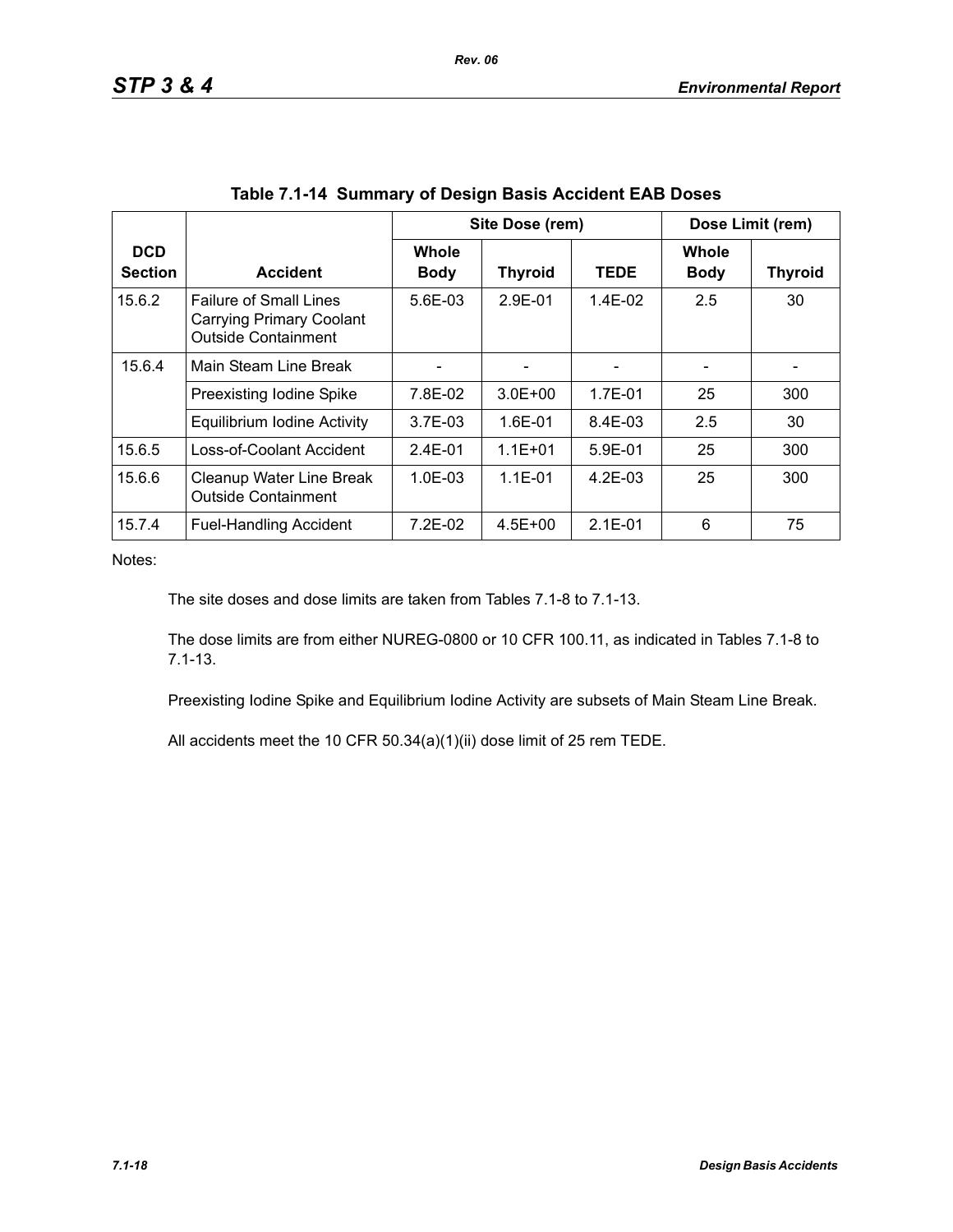**Table 7.1-14 Summary of Design Basis Accident EAB Doses**

| DCD Section | Accident | Site Dose (rem) | | | Dose Limit (rem) | |
|---|---|---|---|---|---|---|
| | | Whole Body | Thyroid | TEDE | Whole Body | Thyroid |
| 15.6.2 | Failure of Small Lines Carrying Primary Coolant Outside Containment | 5.6E-03 | 2.9E-01 | 1.4E-02 | 2.5 | 30 |
| 15.6.4 | Main Steam Line Break | - | - | - | - | - |
| | Preexisting Iodine Spike | 7.8E-02 | 3.0E+00 | 1.7E-01 | 25 | 300 |
| | Equilibrium Iodine Activity | 3.7E-03 | 1.6E-01 | 8.4E-03 | 2.5 | 30 |
| 15.6.5 | Loss-of-Coolant Accident | 2.4E-01 | 1.1E+01 | 5.9E-01 | 25 | 300 |
| 15.6.6 | Cleanup Water Line Break Outside Containment | 1.0E-03 | 1.1E-01 | 4.2E-03 | 25 | 300 |
| 15.7.4 | Fuel-Handling Accident | 7.2E-02 | 4.5E+00 | 2.1E-01 | 6 | 75 |

Notes:

The site doses and dose limits are taken from Tables 7.1-8 to 7.1-13.

The dose limits are from either NUREG-0800 or 10 CFR 100.11, as indicated in Tables 7.1-8 to 7.1-13.

Preexisting Iodine Spike and Equilibrium Iodine Activity are subsets of Main Steam Line Break.

All accidents meet the 10 CFR 50.34(a)(1)(ii) dose limit of 25 rem TEDE.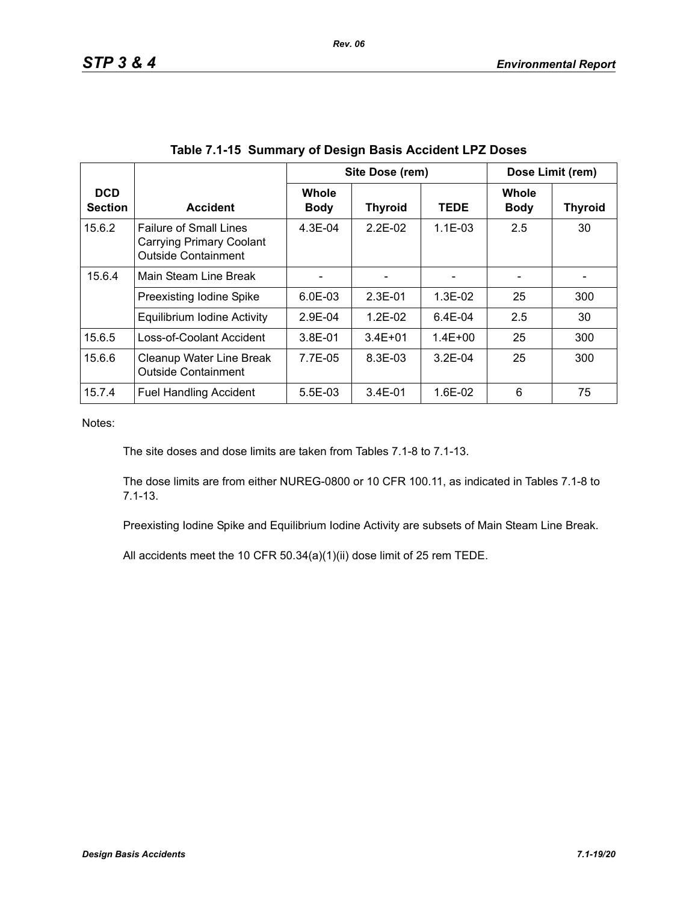### Table 7.1-15 Summary of Design Basis Accident LPZ Doses

| DCD Section | Accident | Site Dose (rem) | | | Dose Limit (rem) | |
|---|---|---|---|---|---|---|
| | | Whole Body | Thyroid | TEDE | Whole Body | Thyroid |
| 15.6.2 | Failure of Small Lines Carrying Primary Coolant Outside Containment | 4.3E-04 | 2.2E-02 | 1.1E-03 | 2.5 | 30 |
| 15.6.4 | Main Steam Line Break | - | - | - | - | - |
| | Preexisting Iodine Spike | 6.0E-03 | 2.3E-01 | 1.3E-02 | 25 | 300 |
| | Equilibrium Iodine Activity | 2.9E-04 | 1.2E-02 | 6.4E-04 | 2.5 | 30 |
| 15.6.5 | Loss-of-Coolant Accident | 3.8E-01 | 3.4E+01 | 1.4E+00 | 25 | 300 |
| 15.6.6 | Cleanup Water Line Break Outside Containment | 7.7E-05 | 8.3E-03 | 3.2E-04 | 25 | 300 |
| 15.7.4 | Fuel Handling Accident | 5.5E-03 | 3.4E-01 | 1.6E-02 | 6 | 75 |

Notes:

The site doses and dose limits are taken from Tables 7.1-8 to 7.1-13.

The dose limits are from either NUREG-0800 or 10 CFR 100.11, as indicated in Tables 7.1-8 to 7.1-13.

Preexisting Iodine Spike and Equilibrium Iodine Activity are subsets of Main Steam Line Break.

All accidents meet the 10 CFR 50.34(a)(1)(ii) dose limit of 25 rem TEDE.